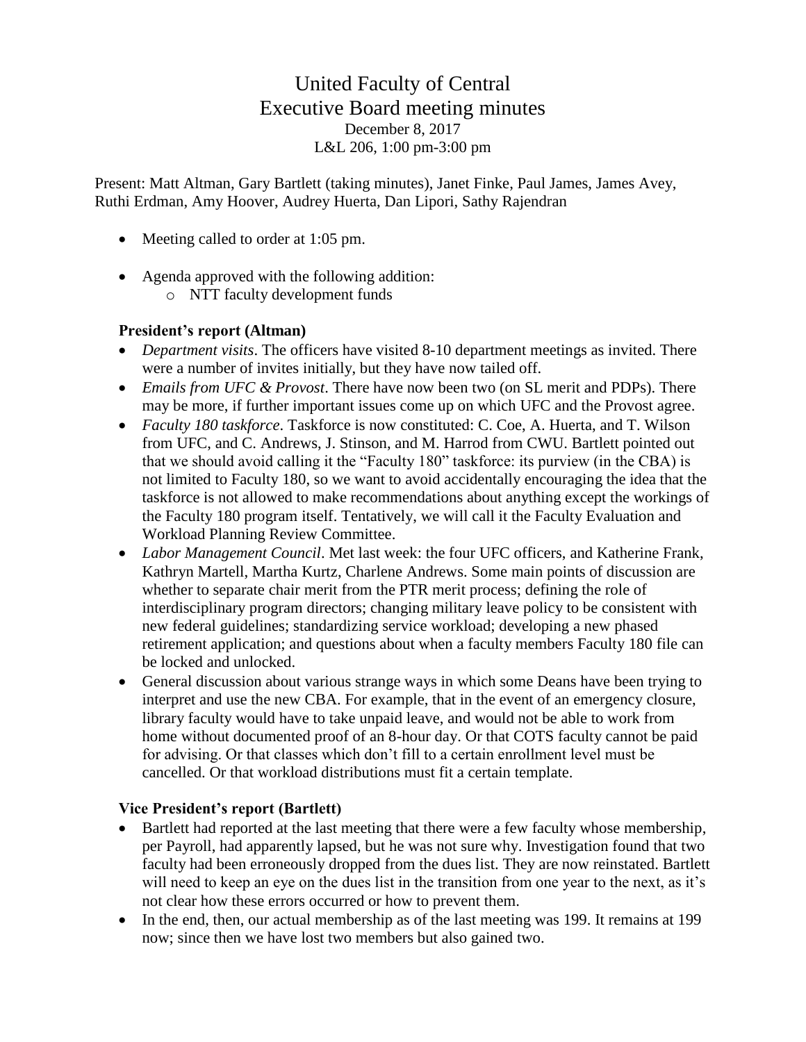# United Faculty of Central
## Executive Board meeting minutes

December 8, 2017
L&L 206, 1:00 pm-3:00 pm

Present: Matt Altman, Gary Bartlett (taking minutes), Janet Finke, Paul James, James Avey, Ruthi Erdman, Amy Hoover, Audrey Huerta, Dan Lipori, Sathy Rajendran

- Meeting called to order at 1:05 pm.
- Agenda approved with the following addition:
  - NTT faculty development funds

### President's report (Altman)

- *Department visits*. The officers have visited 8-10 department meetings as invited. There were a number of invites initially, but they have now tailed off.
- *Emails from UFC & Provost*. There have now been two (on SL merit and PDPs). There may be more, if further important issues come up on which UFC and the Provost agree.
- *Faculty 180 taskforce*. Taskforce is now constituted: C. Coe, A. Huerta, and T. Wilson from UFC, and C. Andrews, J. Stinson, and M. Harrod from CWU. Bartlett pointed out that we should avoid calling it the "Faculty 180" taskforce: its purview (in the CBA) is not limited to Faculty 180, so we want to avoid accidentally encouraging the idea that the taskforce is not allowed to make recommendations about anything except the workings of the Faculty 180 program itself. Tentatively, we will call it the Faculty Evaluation and Workload Planning Review Committee.
- *Labor Management Council*. Met last week: the four UFC officers, and Katherine Frank, Kathryn Martell, Martha Kurtz, Charlene Andrews. Some main points of discussion are whether to separate chair merit from the PTR merit process; defining the role of interdisciplinary program directors; changing military leave policy to be consistent with new federal guidelines; standardizing service workload; developing a new phased retirement application; and questions about when a faculty members Faculty 180 file can be locked and unlocked.
- General discussion about various strange ways in which some Deans have been trying to interpret and use the new CBA. For example, that in the event of an emergency closure, library faculty would have to take unpaid leave, and would not be able to work from home without documented proof of an 8-hour day. Or that COTS faculty cannot be paid for advising. Or that classes which don't fill to a certain enrollment level must be cancelled. Or that workload distributions must fit a certain template.

### Vice President's report (Bartlett)

- Bartlett had reported at the last meeting that there were a few faculty whose membership, per Payroll, had apparently lapsed, but he was not sure why. Investigation found that two faculty had been erroneously dropped from the dues list. They are now reinstated. Bartlett will need to keep an eye on the dues list in the transition from one year to the next, as it's not clear how these errors occurred or how to prevent them.
- In the end, then, our actual membership as of the last meeting was 199. It remains at 199 now; since then we have lost two members but also gained two.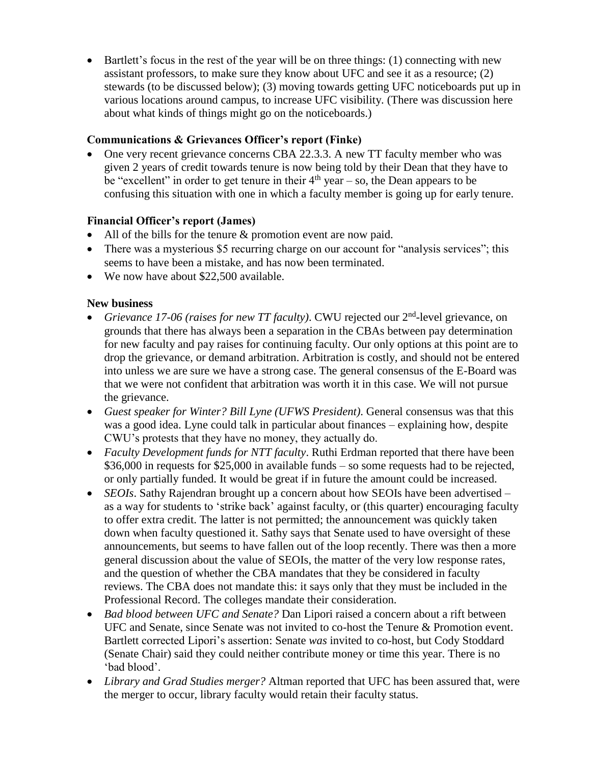- Bartlett's focus in the rest of the year will be on three things: (1) connecting with new assistant professors, to make sure they know about UFC and see it as a resource; (2) stewards (to be discussed below); (3) moving towards getting UFC noticeboards put up in various locations around campus, to increase UFC visibility. (There was discussion here about what kinds of things might go on the noticeboards.)

**Communications & Grievances Officer's report (Finke)**

- One very recent grievance concerns CBA 22.3.3. A new TT faculty member who was given 2 years of credit towards tenure is now being told by their Dean that they have to be "excellent" in order to get tenure in their 4th year – so, the Dean appears to be confusing this situation with one in which a faculty member is going up for early tenure.

**Financial Officer's report (James)**

- All of the bills for the tenure & promotion event are now paid.
- There was a mysterious $5 recurring charge on our account for "analysis services"; this seems to have been a mistake, and has now been terminated.
- We now have about $22,500 available.

**New business**

- *Grievance 17-06 (raises for new TT faculty)*. CWU rejected our 2nd-level grievance, on grounds that there has always been a separation in the CBAs between pay determination for new faculty and pay raises for continuing faculty. Our only options at this point are to drop the grievance, or demand arbitration. Arbitration is costly, and should not be entered into unless we are sure we have a strong case. The general consensus of the E-Board was that we were not confident that arbitration was worth it in this case. We will not pursue the grievance.
- *Guest speaker for Winter? Bill Lyne (UFWS President)*. General consensus was that this was a good idea. Lyne could talk in particular about finances – explaining how, despite CWU's protests that they have no money, they actually do.
- *Faculty Development funds for NTT faculty*. Ruthi Erdman reported that there have been $36,000 in requests for $25,000 in available funds – so some requests had to be rejected, or only partially funded. It would be great if in future the amount could be increased.
- *SEOIs*. Sathy Rajendran brought up a concern about how SEOIs have been advertised – as a way for students to 'strike back' against faculty, or (this quarter) encouraging faculty to offer extra credit. The latter is not permitted; the announcement was quickly taken down when faculty questioned it. Sathy says that Senate used to have oversight of these announcements, but seems to have fallen out of the loop recently. There was then a more general discussion about the value of SEOIs, the matter of the very low response rates, and the question of whether the CBA mandates that they be considered in faculty reviews. The CBA does not mandate this: it says only that they must be included in the Professional Record. The colleges mandate their consideration.
- *Bad blood between UFC and Senate?* Dan Lipori raised a concern about a rift between UFC and Senate, since Senate was not invited to co-host the Tenure & Promotion event. Bartlett corrected Lipori's assertion: Senate *was* invited to co-host, but Cody Stoddard (Senate Chair) said they could neither contribute money or time this year. There is no 'bad blood'.
- *Library and Grad Studies merger?* Altman reported that UFC has been assured that, were the merger to occur, library faculty would retain their faculty status.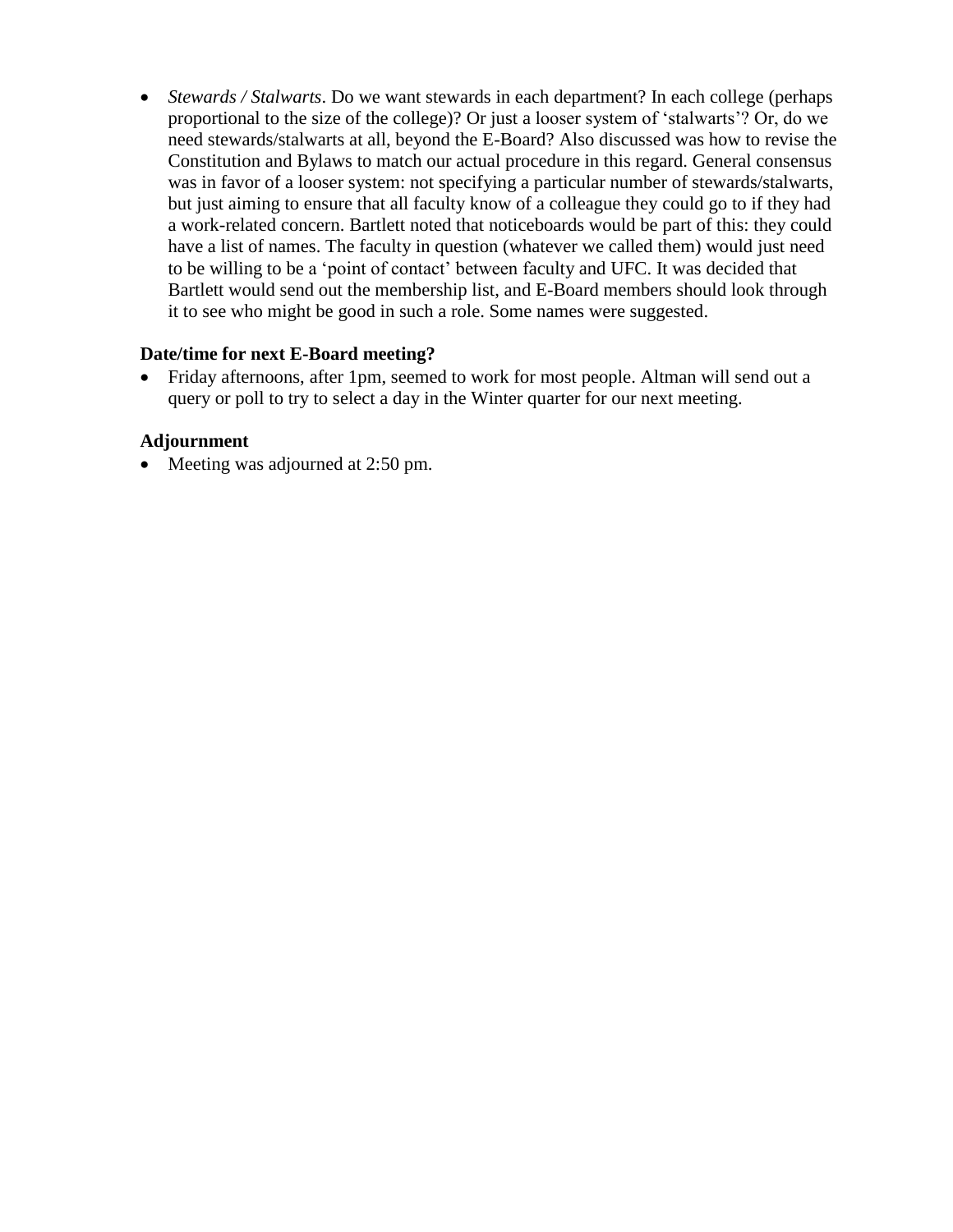- *Stewards / Stalwarts*. Do we want stewards in each department? In each college (perhaps proportional to the size of the college)? Or just a looser system of 'stalwarts'? Or, do we need stewards/stalwarts at all, beyond the E-Board? Also discussed was how to revise the Constitution and Bylaws to match our actual procedure in this regard. General consensus was in favor of a looser system: not specifying a particular number of stewards/stalwarts, but just aiming to ensure that all faculty know of a colleague they could go to if they had a work-related concern. Bartlett noted that noticeboards would be part of this: they could have a list of names. The faculty in question (whatever we called them) would just need to be willing to be a 'point of contact' between faculty and UFC. It was decided that Bartlett would send out the membership list, and E-Board members should look through it to see who might be good in such a role. Some names were suggested.

**Date/time for next E-Board meeting?**

- Friday afternoons, after 1pm, seemed to work for most people. Altman will send out a query or poll to try to select a day in the Winter quarter for our next meeting.

**Adjournment**

- Meeting was adjourned at 2:50 pm.